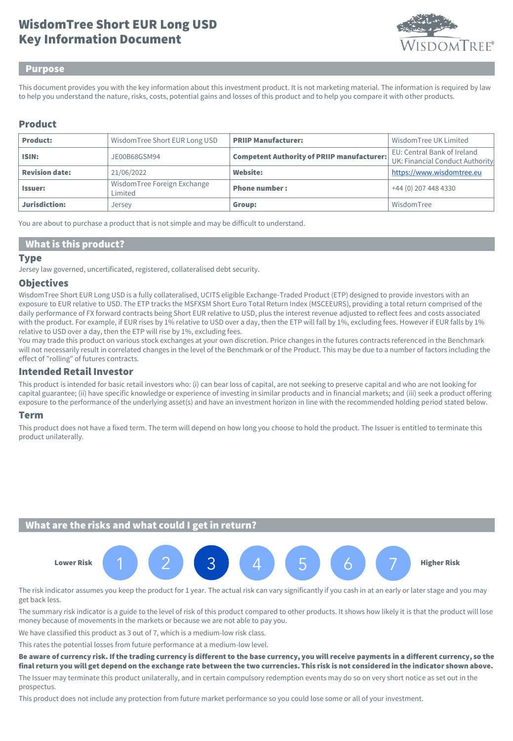# WisdomTree Short EUR Long USD
# Key Information Document

## Purpose

This document provides you with the key information about this investment product. It is not marketing material. The information is required by law to help you understand the nature, risks, costs, potential gains and losses of this product and to help you compare it with other products.

## Product

| **Product:** | WisdomTree Short EUR Long USD | **PRIIP Manufacturer:** | WisdomTree UK Limited |
|---|---|---|---|
| **ISIN:** | JE00B68GSM94 | **Competent Authority of PRIIP manufacturer:** | EU: Central Bank of Ireland UK: Financial Conduct Authority |
| **Revision date:** | 21/06/2022 | **Website:** | https://www.wisdomtree.eu |
| **Issuer:** | WisdomTree Foreign Exchange Limited | **Phone number :** | +44 (0) 207 448 4330 |
| **Jurisdiction:** | Jersey | **Group:** | WisdomTree |

You are about to purchase a product that is not simple and may be difficult to understand.

## What is this product?

### Type

Jersey law governed, uncertificated, registered, collateralised debt security.

### Objectives

WisdomTree Short EUR Long USD is a fully collateralised, UCITS eligible Exchange-Traded Product (ETP) designed to provide investors with an exposure to EUR relative to USD. The ETP tracks the MSFXSM Short Euro Total Return Index (MSCEEURS), providing a total return comprised of the daily performance of FX forward contracts being Short EUR relative to USD, plus the interest revenue adjusted to reflect fees and costs associated with the product. For example, if EUR rises by 1% relative to USD over a day, then the ETP will fall by 1%, excluding fees. However if EUR falls by 1% relative to USD over a day, then the ETP will rise by 1%, excluding fees.
You may trade this product on various stock exchanges at your own discretion. Price changes in the futures contracts referenced in the Benchmark will not necessarily result in correlated changes in the level of the Benchmark or of the Product. This may be due to a number of factors including the effect of "rolling" of futures contracts.

### Intended Retail Investor

This product is intended for basic retail investors who: (i) can bear loss of capital, are not seeking to preserve capital and who are not looking for capital guarantee; (ii) have specific knowledge or experience of investing in similar products and in financial markets; and (iii) seek a product offering exposure to the performance of the underlying asset(s) and have an investment horizon in line with the recommended holding period stated below.

### Term

This product does not have a fixed term. The term will depend on how long you choose to hold the product. The Issuer is entitled to terminate this product unilaterally.

## What are the risks and what could I get in return?

**Lower Risk** 1 2 **[3]** 4 5 6 7 **Higher Risk**

The risk indicator assumes you keep the product for 1 year. The actual risk can vary significantly if you cash in at an early or later stage and you may get back less.

The summary risk indicator is a guide to the level of risk of this product compared to other products. It shows how likely it is that the product will lose money because of movements in the markets or because we are not able to pay you.

We have classified this product as 3 out of 7, which is a medium-low risk class.

This rates the potential losses from future performance at a medium-low level.

**Be aware of currency risk. If the trading currency is different to the base currency, you will receive payments in a different currency, so the final return you will get depend on the exchange rate between the two currencies. This risk is not considered in the indicator shown above.**

The Issuer may terminate this product unilaterally, and in certain compulsory redemption events may do so on very short notice as set out in the prospectus.

This product does not include any protection from future market performance so you could lose some or all of your investment.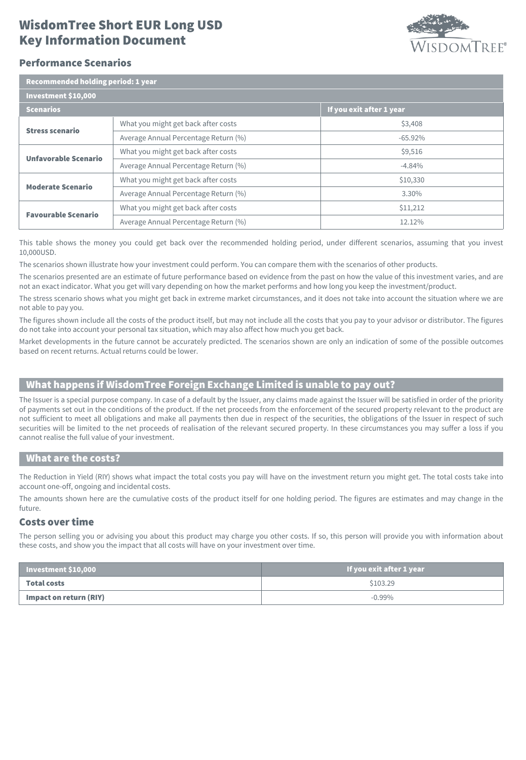# WisdomTree Short EUR Long USD
# Key Information Document

## Performance Scenarios

| Recommended holding period: 1 year | | |
|---|---|---|
| **Investment $10,000** | | |
| **Scenarios** | | **If you exit after 1 year** |
| **Stress scenario** | What you might get back after costs | $3,408 |
| | Average Annual Percentage Return (%) | -65.92% |
| **Unfavorable Scenario** | What you might get back after costs | $9,516 |
| | Average Annual Percentage Return (%) | -4.84% |
| **Moderate Scenario** | What you might get back after costs | $10,330 |
| | Average Annual Percentage Return (%) | 3.30% |
| **Favourable Scenario** | What you might get back after costs | $11,212 |
| | Average Annual Percentage Return (%) | 12.12% |

This table shows the money you could get back over the recommended holding period, under different scenarios, assuming that you invest 10,000USD.

The scenarios shown illustrate how your investment could perform. You can compare them with the scenarios of other products.

The scenarios presented are an estimate of future performance based on evidence from the past on how the value of this investment varies, and are not an exact indicator. What you get will vary depending on how the market performs and how long you keep the investment/product.

The stress scenario shows what you might get back in extreme market circumstances, and it does not take into account the situation where we are not able to pay you.

The figures shown include all the costs of the product itself, but may not include all the costs that you pay to your advisor or distributor. The figures do not take into account your personal tax situation, which may also affect how much you get back.

Market developments in the future cannot be accurately predicted. The scenarios shown are only an indication of some of the possible outcomes based on recent returns. Actual returns could be lower.

## What happens if WisdomTree Foreign Exchange Limited is unable to pay out?

The Issuer is a special purpose company. In case of a default by the Issuer, any claims made against the Issuer will be satisfied in order of the priority of payments set out in the conditions of the product. If the net proceeds from the enforcement of the secured property relevant to the product are not sufficient to meet all obligations and make all payments then due in respect of the securities, the obligations of the Issuer in respect of such securities will be limited to the net proceeds of realisation of the relevant secured property. In these circumstances you may suffer a loss if you cannot realise the full value of your investment.

## What are the costs?

The Reduction in Yield (RIY) shows what impact the total costs you pay will have on the investment return you might get. The total costs take into account one-off, ongoing and incidental costs.

The amounts shown here are the cumulative costs of the product itself for one holding period. The figures are estimates and may change in the future.

### Costs over time

The person selling you or advising you about this product may charge you other costs. If so, this person will provide you with information about these costs, and show you the impact that all costs will have on your investment over time.

| Investment $10,000 | If you exit after 1 year |
|---|---|
| **Total costs** | $103.29 |
| **Impact on return (RIY)** | -0.99% |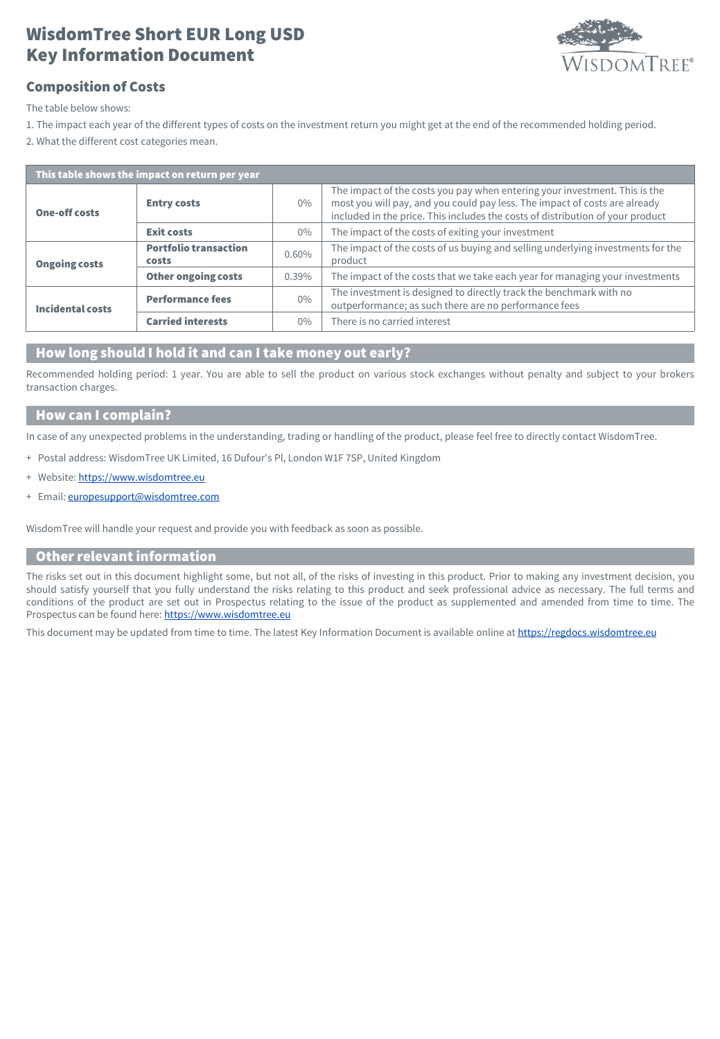# WisdomTree Short EUR Long USD
# Key Information Document

## Composition of Costs

The table below shows:

1. The impact each year of the different types of costs on the investment return you might get at the end of the recommended holding period.
2. What the different cost categories mean.

| This table shows the impact on return per year | | | |
|---|---|---|---|
| **One-off costs** | **Entry costs** | 0% | The impact of the costs you pay when entering your investment. This is the most you will pay, and you could pay less. The impact of costs are already included in the price. This includes the costs of distribution of your product |
| | **Exit costs** | 0% | The impact of the costs of exiting your investment |
| **Ongoing costs** | **Portfolio transaction costs** | 0.60% | The impact of the costs of us buying and selling underlying investments for the product |
| | **Other ongoing costs** | 0.39% | The impact of the costs that we take each year for managing your investments |
| **Incidental costs** | **Performance fees** | 0% | The investment is designed to directly track the benchmark with no outperformance; as such there are no performance fees |
| | **Carried interests** | 0% | There is no carried interest |

## How long should I hold it and can I take money out early?

Recommended holding period: 1 year. You are able to sell the product on various stock exchanges without penalty and subject to your brokers transaction charges.

## How can I complain?

In case of any unexpected problems in the understanding, trading or handling of the product, please feel free to directly contact WisdomTree.

- Postal address: WisdomTree UK Limited, 16 Dufour's Pl, London W1F 7SP, United Kingdom
- Website: https://www.wisdomtree.eu
- Email: europesupport@wisdomtree.com

WisdomTree will handle your request and provide you with feedback as soon as possible.

## Other relevant information

The risks set out in this document highlight some, but not all, of the risks of investing in this product. Prior to making any investment decision, you should satisfy yourself that you fully understand the risks relating to this product and seek professional advice as necessary. The full terms and conditions of the product are set out in Prospectus relating to the issue of the product as supplemented and amended from time to time. The Prospectus can be found here: https://www.wisdomtree.eu

This document may be updated from time to time. The latest Key Information Document is available online at https://regdocs.wisdomtree.eu